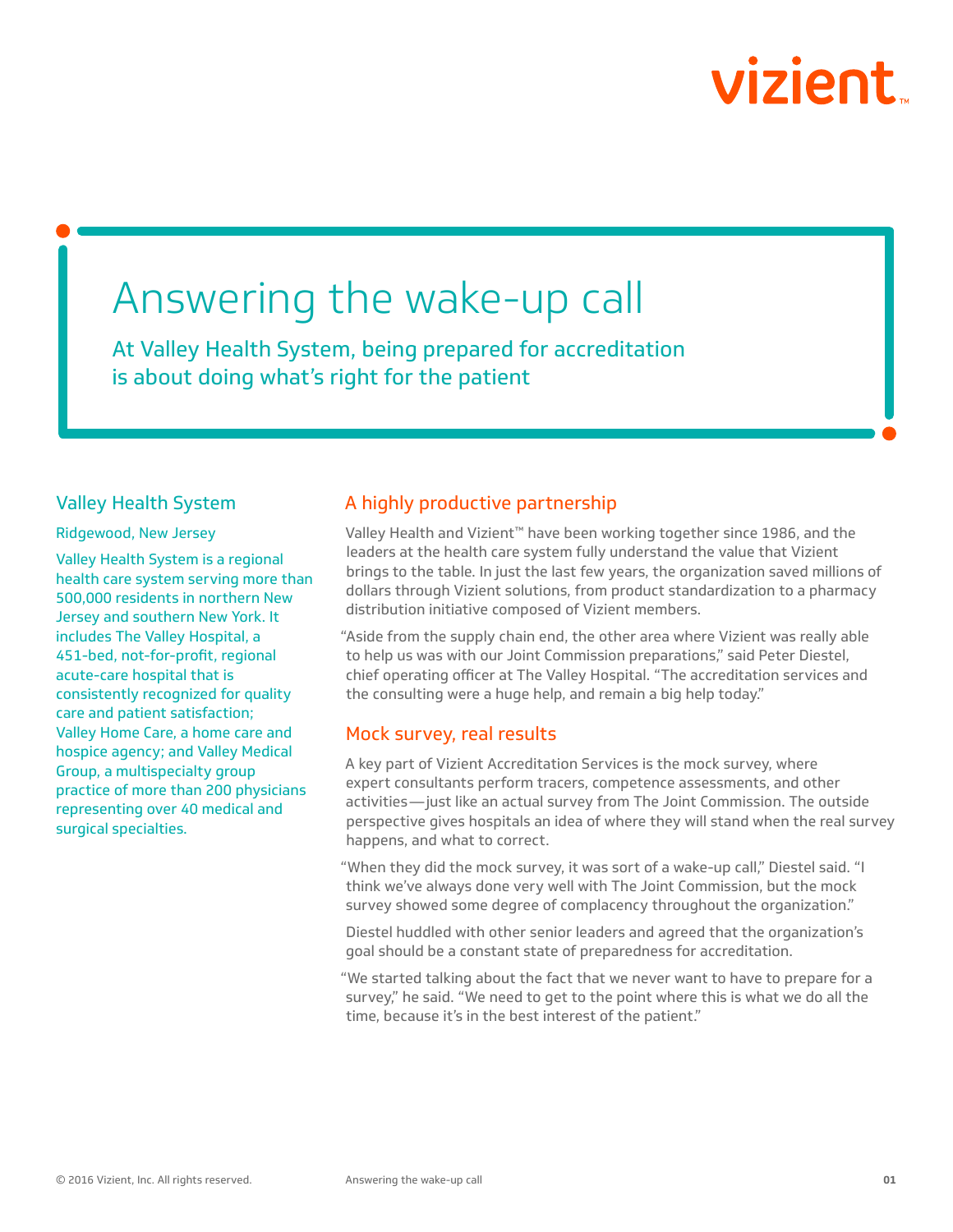# Answering the wake-up call

## At Valley Health System, being prepared for accreditation is about doing what's right for the patient

### Valley Health System

Ridgewood, New Jersey

Valley Health System is a regional health care system serving more than 500,000 residents in northern New Jersey and southern New York. It includes The Valley Hospital, a 451-bed, not-for-profit, regional acute-care hospital that is consistently recognized for quality care and patient satisfaction; Valley Home Care, a home care and hospice agency; and Valley Medical Group, a multispecialty group practice of more than 200 physicians representing over 40 medical and surgical specialties.

### A highly productive partnership

Valley Health and Vizient™ have been working together since 1986, and the leaders at the health care system fully understand the value that Vizient brings to the table. In just the last few years, the organization saved millions of dollars through Vizient solutions, from product standardization to a pharmacy distribution initiative composed of Vizient members.

"Aside from the supply chain end, the other area where Vizient was really able to help us was with our Joint Commission preparations," said Peter Diestel, chief operating officer at The Valley Hospital. "The accreditation services and the consulting were a huge help, and remain a big help today."

### Mock survey, real results

A key part of Vizient Accreditation Services is the mock survey, where expert consultants perform tracers, competence assessments, and other activities—just like an actual survey from The Joint Commission. The outside perspective gives hospitals an idea of where they will stand when the real survey happens, and what to correct.

"When they did the mock survey, it was sort of a wake-up call," Diestel said. "I think we've always done very well with The Joint Commission, but the mock survey showed some degree of complacency throughout the organization."

Diestel huddled with other senior leaders and agreed that the organization's goal should be a constant state of preparedness for accreditation.

"We started talking about the fact that we never want to have to prepare for a survey," he said. "We need to get to the point where this is what we do all the time, because it's in the best interest of the patient."

© 2016 Vizient, Inc. All rights reserved.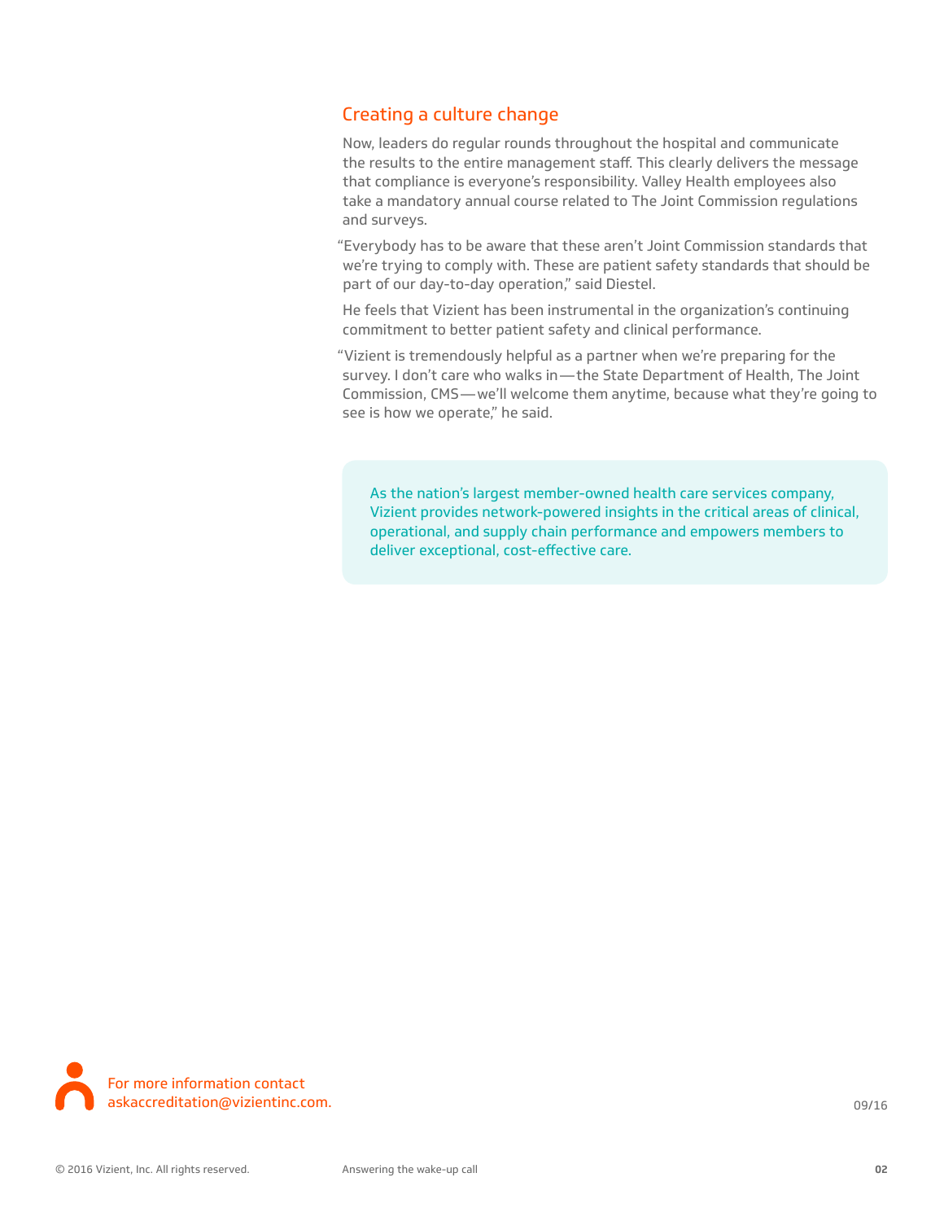## Creating a culture change

Now, leaders do regular rounds throughout the hospital and communicate the results to the entire management staff. This clearly delivers the message that compliance is everyone's responsibility. Valley Health employees also take a mandatory annual course related to The Joint Commission regulations and surveys.

"Everybody has to be aware that these aren't Joint Commission standards that we're trying to comply with. These are patient safety standards that should be part of our day-to-day operation," said Diestel.

He feels that Vizient has been instrumental in the organization's continuing commitment to better patient safety and clinical performance.

"Vizient is tremendously helpful as a partner when we're preparing for the survey. I don't care who walks in — the State Department of Health, The Joint Commission, CMS — we'll welcome them anytime, because what they're going to see is how we operate," he said.

As the nation's largest member-owned health care services company, Vizient provides network-powered insights in the critical areas of clinical, operational, and supply chain performance and empowers members to deliver exceptional, cost-effective care.

For more information contact askaccreditation@vizientinc.com.

09/16

© 2016 Vizient, Inc. All rights reserved.